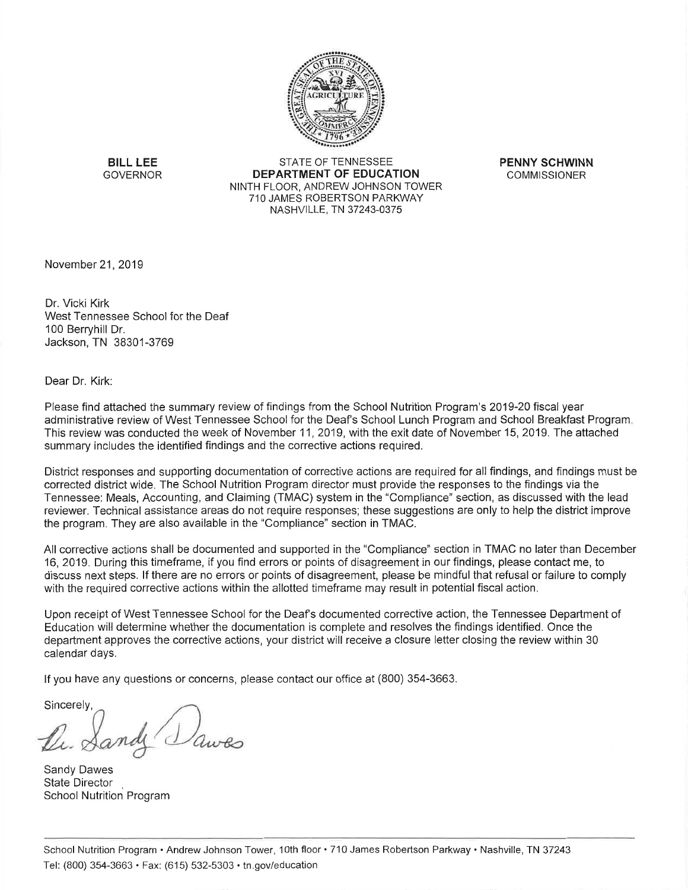**BILL LEE**
GOVERNOR

STATE OF TENNESSEE
**DEPARTMENT OF EDUCATION**
NINTH FLOOR, ANDREW JOHNSON TOWER
710 JAMES ROBERTSON PARKWAY
NASHVILLE, TN 37243-0375

**PENNY SCHWINN**
COMMISSIONER

November 21, 2019

Dr. Vicki Kirk
West Tennessee School for the Deaf
100 Berryhill Dr.
Jackson, TN 38301-3769

Dear Dr. Kirk:

Please find attached the summary review of findings from the School Nutrition Program's 2019-20 fiscal year administrative review of West Tennessee School for the Deaf's School Lunch Program and School Breakfast Program. This review was conducted the week of November 11, 2019, with the exit date of November 15, 2019. The attached summary includes the identified findings and the corrective actions required.

District responses and supporting documentation of corrective actions are required for all findings, and findings must be corrected district wide. The School Nutrition Program director must provide the responses to the findings via the Tennessee: Meals, Accounting, and Claiming (TMAC) system in the "Compliance" section, as discussed with the lead reviewer. Technical assistance areas do not require responses; these suggestions are only to help the district improve the program. They are also available in the "Compliance" section in TMAC.

All corrective actions shall be documented and supported in the "Compliance" section in TMAC no later than December 16, 2019. During this timeframe, if you find errors or points of disagreement in our findings, please contact me, to discuss next steps. If there are no errors or points of disagreement, please be mindful that refusal or failure to comply with the required corrective actions within the allotted timeframe may result in potential fiscal action.

Upon receipt of West Tennessee School for the Deaf's documented corrective action, the Tennessee Department of Education will determine whether the documentation is complete and resolves the findings identified. Once the department approves the corrective actions, your district will receive a closure letter closing the review within 30 calendar days.

If you have any questions or concerns, please contact our office at (800) 354-3663.

Sincerely,

Dr. Sandy Dawes

Sandy Dawes
State Director
School Nutrition Program

School Nutrition Program • Andrew Johnson Tower, 10th floor • 710 James Robertson Parkway • Nashville, TN 37243
Tel: (800) 354-3663 • Fax: (615) 532-5303 • tn.gov/education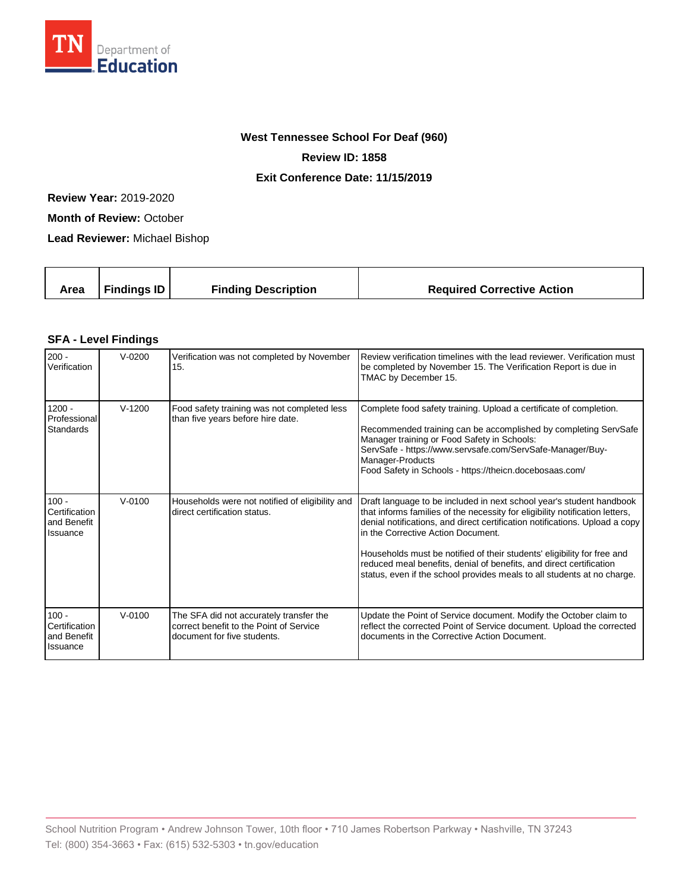**West Tennessee School For Deaf (960)**

**Review ID: 1858**

**Exit Conference Date: 11/15/2019**

**Review Year:** 2019-2020

**Month of Review:** October

**Lead Reviewer:** Michael Bishop

### SFA - Level Findings

| Area | Findings ID | Finding Description | Required Corrective Action |
|---|---|---|---|
| 200 - Verification | V-0200 | Verification was not completed by November 15. | Review verification timelines with the lead reviewer. Verification must be completed by November 15. The Verification Report is due in TMAC by December 15. |
| 1200 - Professional Standards | V-1200 | Food safety training was not completed less than five years before hire date. | Complete food safety training. Upload a certificate of completion.<br><br>Recommended training can be accomplished by completing ServSafe Manager training or Food Safety in Schools:<br>ServSafe - https://www.servsafe.com/ServSafe-Manager/Buy-Manager-Products<br>Food Safety in Schools - https://theicn.docebosaas.com/ |
| 100 - Certification and Benefit Issuance | V-0100 | Households were not notified of eligibility and direct certification status. | Draft language to be included in next school year's student handbook that informs families of the necessity for eligibility notification letters, denial notifications, and direct certification notifications. Upload a copy in the Corrective Action Document.<br><br>Households must be notified of their students' eligibility for free and reduced meal benefits, denial of benefits, and direct certification status, even if the school provides meals to all students at no charge. |
| 100 - Certification and Benefit Issuance | V-0100 | The SFA did not accurately transfer the correct benefit to the Point of Service document for five students. | Update the Point of Service document. Modify the October claim to reflect the corrected Point of Service document. Upload the corrected documents in the Corrective Action Document. |